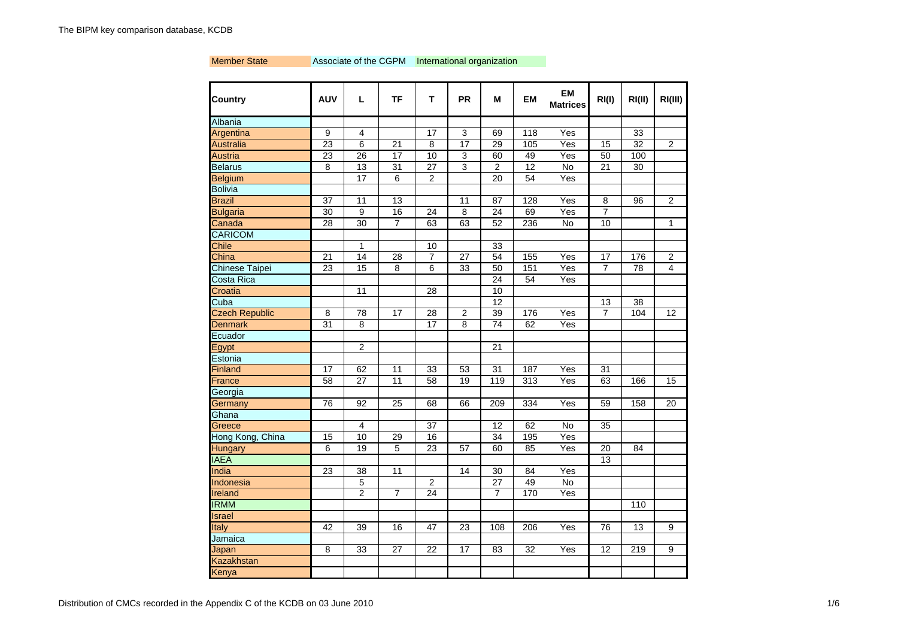The BIPM key comparison database, KCDB

Member State | Associate of the CGPM | International organization

| Country | AUV | L | TF | T | PR | M | EM | EM Matrices | RI(I) | RI(II) | RI(III) |
|---|---|---|---|---|---|---|---|---|---|---|---|
| Albania | | | | | | | | | | | |
| Argentina | 9 | 4 | | 17 | 3 | 69 | 118 | Yes | | 33 | |
| Australia | 23 | 6 | 21 | 8 | 17 | 29 | 105 | Yes | 15 | 32 | 2 |
| Austria | 23 | 26 | 17 | 10 | 3 | 60 | 49 | Yes | 50 | 100 | |
| Belarus | 8 | 13 | 31 | 27 | 3 | 2 | 12 | No | 21 | 30 | |
| Belgium | | 17 | 6 | 2 | | 20 | 54 | Yes | | | |
| Bolivia | | | | | | | | | | | |
| Brazil | 37 | 11 | 13 | | 11 | 87 | 128 | Yes | 8 | 96 | 2 |
| Bulgaria | 30 | 9 | 16 | 24 | 8 | 24 | 69 | Yes | 7 | | |
| Canada | 28 | 30 | 7 | 63 | 63 | 52 | 236 | No | 10 | | 1 |
| CARICOM | | | | | | | | | | | |
| Chile | | 1 | | 10 | | 33 | | | | | |
| China | 21 | 14 | 28 | 7 | 27 | 54 | 155 | Yes | 17 | 176 | 2 |
| Chinese Taipei | 23 | 15 | 8 | 6 | 33 | 50 | 151 | Yes | 7 | 78 | 4 |
| Costa Rica | | | | | | 24 | 54 | Yes | | | |
| Croatia | | 11 | | 28 | | 10 | | | | | |
| Cuba | | | | | | 12 | | | 13 | 38 | |
| Czech Republic | 8 | 78 | 17 | 28 | 2 | 39 | 176 | Yes | 7 | 104 | 12 |
| Denmark | 31 | 8 | | 17 | 8 | 74 | 62 | Yes | | | |
| Ecuador | | | | | | | | | | | |
| Egypt | | 2 | | | | 21 | | | | | |
| Estonia | | | | | | | | | | | |
| Finland | 17 | 62 | 11 | 33 | 53 | 31 | 187 | Yes | 31 | | |
| France | 58 | 27 | 11 | 58 | 19 | 119 | 313 | Yes | 63 | 166 | 15 |
| Georgia | | | | | | | | | | | |
| Germany | 76 | 92 | 25 | 68 | 66 | 209 | 334 | Yes | 59 | 158 | 20 |
| Ghana | | | | | | | | | | | |
| Greece | | 4 | | 37 | | 12 | 62 | No | 35 | | |
| Hong Kong, China | 15 | 10 | 29 | 16 | | 34 | 195 | Yes | | | |
| Hungary | 6 | 19 | 5 | 23 | 57 | 60 | 85 | Yes | 20 | 84 | |
| IAEA | | | | | | | | | 13 | | |
| India | 23 | 38 | 11 | | 14 | 30 | 84 | Yes | | | |
| Indonesia | | 5 | | 2 | | 27 | 49 | No | | | |
| Ireland | | 2 | 7 | 24 | | 7 | 170 | Yes | | | |
| IRMM | | | | | | | | | | 110 | |
| Israel | | | | | | | | | | | |
| Italy | 42 | 39 | 16 | 47 | 23 | 108 | 206 | Yes | 76 | 13 | 9 |
| Jamaica | | | | | | | | | | | |
| Japan | 8 | 33 | 27 | 22 | 17 | 83 | 32 | Yes | 12 | 219 | 9 |
| Kazakhstan | | | | | | | | | | | |
| Kenya | | | | | | | | | | | |

Distribution of CMCs recorded in the Appendix C of the KCDB on 03 June 2010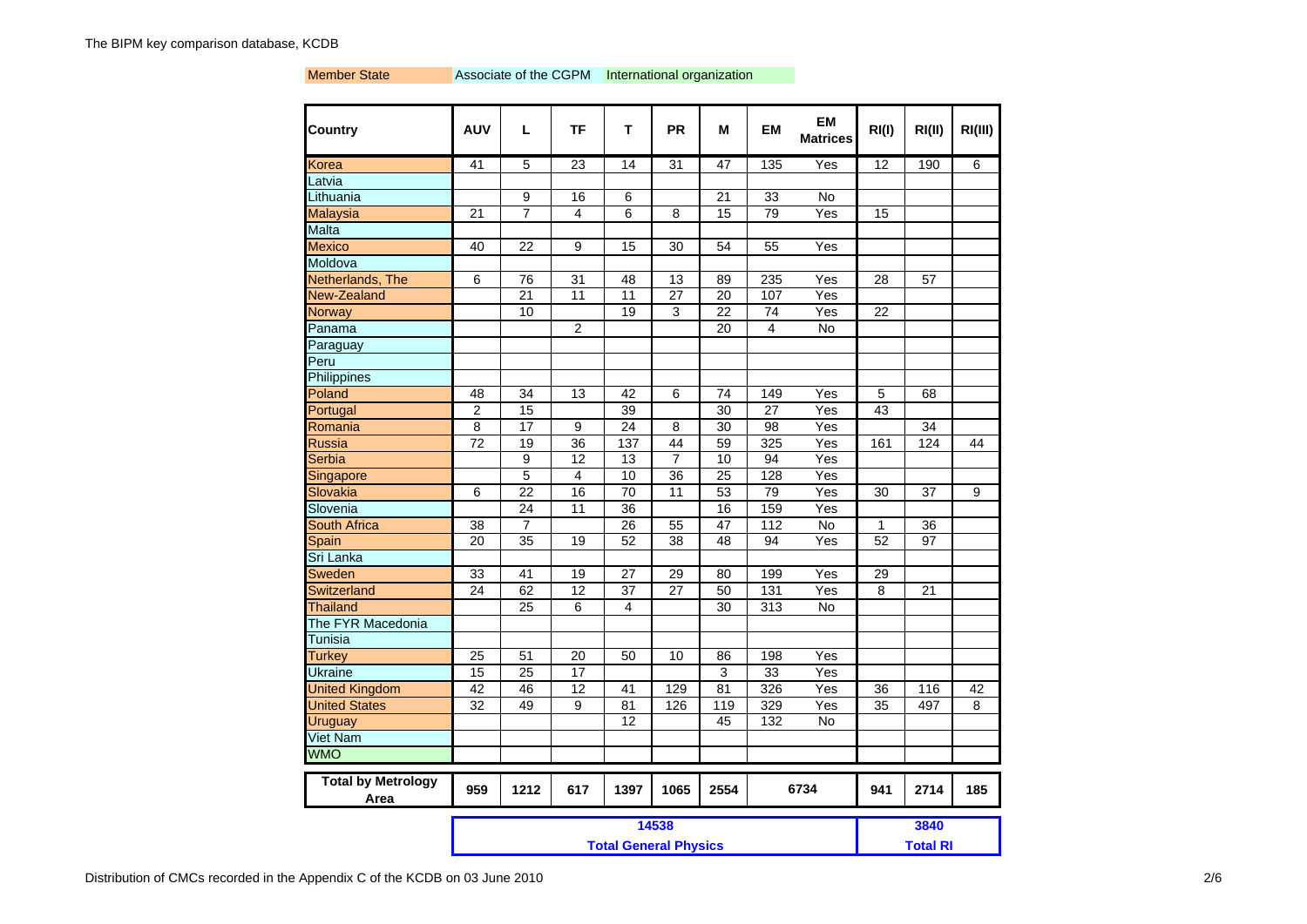Member State | Associate of the CGPM | International organization

| Country | AUV | L | TF | T | PR | M | EM | EM Matrices | RI(I) | RI(II) | RI(III) |
|---|---|---|---|---|---|---|---|---|---|---|---|
| Korea | 41 | 5 | 23 | 14 | 31 | 47 | 135 | Yes | 12 | 190 | 6 |
| Latvia | | | | | | | | | | | |
| Lithuania | | 9 | 16 | 6 | | 21 | 33 | No | | | |
| Malaysia | 21 | 7 | 4 | 6 | 8 | 15 | 79 | Yes | 15 | | |
| Malta | | | | | | | | | | | |
| Mexico | 40 | 22 | 9 | 15 | 30 | 54 | 55 | Yes | | | |
| Moldova | | | | | | | | | | | |
| Netherlands, The | 6 | 76 | 31 | 48 | 13 | 89 | 235 | Yes | 28 | 57 | |
| New-Zealand | | 21 | 11 | 11 | 27 | 20 | 107 | Yes | | | |
| Norway | | 10 | | 19 | 3 | 22 | 74 | Yes | 22 | | |
| Panama | | | 2 | | | 20 | 4 | No | | | |
| Paraguay | | | | | | | | | | | |
| Peru | | | | | | | | | | | |
| Philippines | | | | | | | | | | | |
| Poland | 48 | 34 | 13 | 42 | 6 | 74 | 149 | Yes | 5 | 68 | |
| Portugal | 2 | 15 | | 39 | | 30 | 27 | Yes | 43 | | |
| Romania | 8 | 17 | 9 | 24 | 8 | 30 | 98 | Yes | | 34 | |
| Russia | 72 | 19 | 36 | 137 | 44 | 59 | 325 | Yes | 161 | 124 | 44 |
| Serbia | | 9 | 12 | 13 | 7 | 10 | 94 | Yes | | | |
| Singapore | | 5 | 4 | 10 | 36 | 25 | 128 | Yes | | | |
| Slovakia | 6 | 22 | 16 | 70 | 11 | 53 | 79 | Yes | 30 | 37 | 9 |
| Slovenia | | 24 | 11 | 36 | | 16 | 159 | Yes | | | |
| South Africa | 38 | 7 | | 26 | 55 | 47 | 112 | No | 1 | 36 | |
| Spain | 20 | 35 | 19 | 52 | 38 | 48 | 94 | Yes | 52 | 97 | |
| Sri Lanka | | | | | | | | | | | |
| Sweden | 33 | 41 | 19 | 27 | 29 | 80 | 199 | Yes | 29 | | |
| Switzerland | 24 | 62 | 12 | 37 | 27 | 50 | 131 | Yes | 8 | 21 | |
| Thailand | | 25 | 6 | 4 | | 30 | 313 | No | | | |
| The FYR Macedonia | | | | | | | | | | | |
| Tunisia | | | | | | | | | | | |
| Turkey | 25 | 51 | 20 | 50 | 10 | 86 | 198 | Yes | | | |
| Ukraine | 15 | 25 | 17 | | | 3 | 33 | Yes | | | |
| United Kingdom | 42 | 46 | 12 | 41 | 129 | 81 | 326 | Yes | 36 | 116 | 42 |
| United States | 32 | 49 | 9 | 81 | 126 | 119 | 329 | Yes | 35 | 497 | 8 |
| Uruguay | | | | 12 | | 45 | 132 | No | | | |
| Viet Nam | | | | | | | | | | | |
| WMO | | | | | | | | | | | |
| **Total by Metrology Area** | **959** | **1212** | **617** | **1397** | **1065** | **2554** | **6734** | | **941** | **2714** | **185** |
| | **14538** | | | | | | | | **3840** | | |
| | **Total General Physics** | | | | | | | | **Total RI** | | |

Distribution of CMCs recorded in the Appendix C of the KCDB on 03 June 2010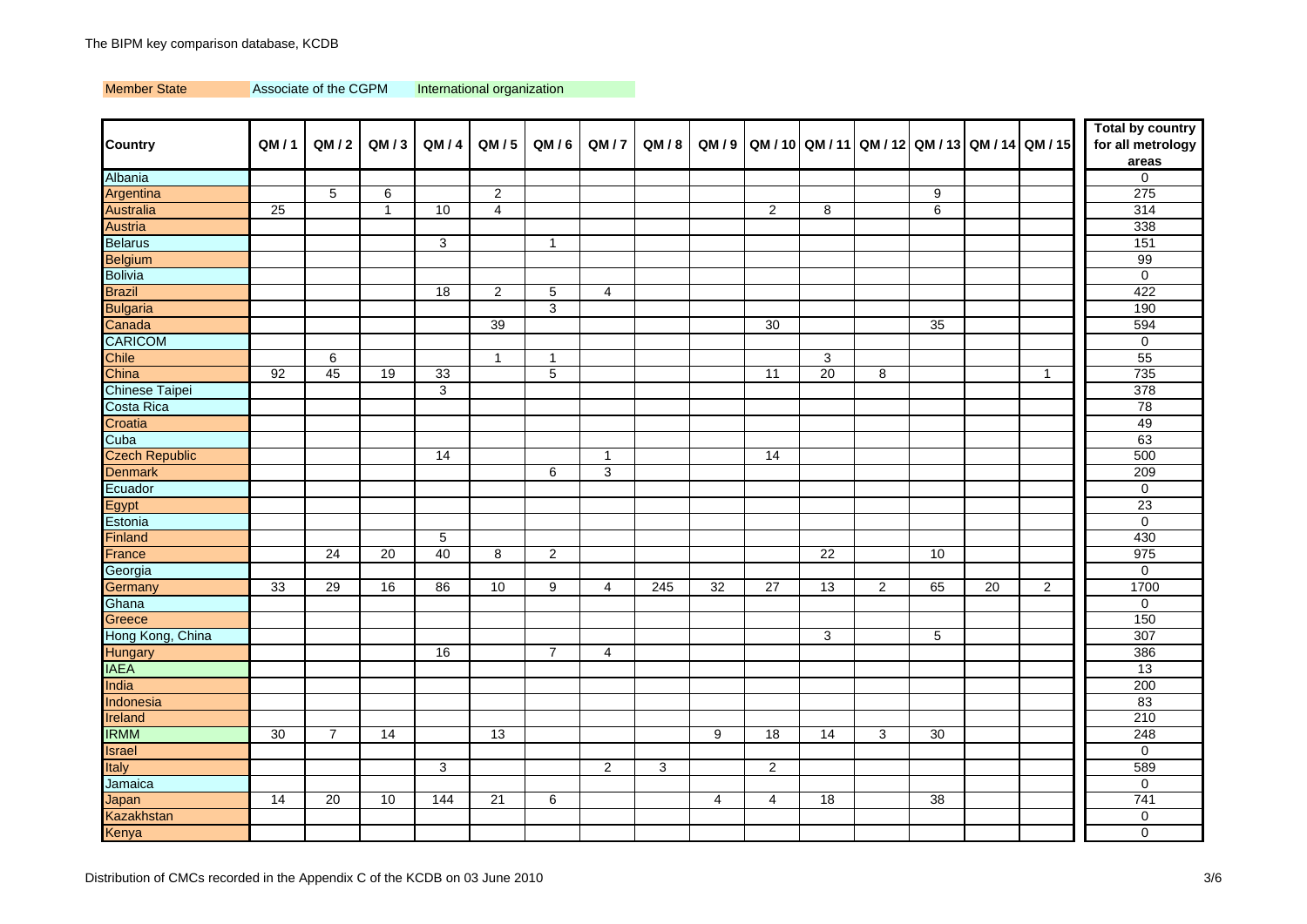The BIPM key comparison database, KCDB

Member State | Associate of the CGPM | International organization

| Country | QM / 1 | QM / 2 | QM / 3 | QM / 4 | QM / 5 | QM / 6 | QM / 7 | QM / 8 | QM / 9 | QM / 10 | QM / 11 | QM / 12 | QM / 13 | QM / 14 | QM / 15 | Total by country for all metrology areas |
|---|---|---|---|---|---|---|---|---|---|---|---|---|---|---|---|---|
| Albania | | | | | | | | | | | | | | | | 0 |
| Argentina | | 5 | 6 | | 2 | | | | | | | | 9 | | | 275 |
| Australia | 25 | | 1 | 10 | 4 | | | | | 2 | 8 | | 6 | | | 314 |
| Austria | | | | | | | | | | | | | | | | 338 |
| Belarus | | | | 3 | | 1 | | | | | | | | | | 151 |
| Belgium | | | | | | | | | | | | | | | | 99 |
| Bolivia | | | | | | | | | | | | | | | | 0 |
| Brazil | | | | 18 | 2 | 5 | 4 | | | | | | | | | 422 |
| Bulgaria | | | | | | 3 | | | | | | | | | | 190 |
| Canada | | | | | 39 | | | | | 30 | | | 35 | | | 594 |
| CARICOM | | | | | | | | | | | | | | | | 0 |
| Chile | | 6 | | | 1 | 1 | | | | | 3 | | | | | 55 |
| China | 92 | 45 | 19 | 33 | | 5 | | | | 11 | 20 | 8 | | | 1 | 735 |
| Chinese Taipei | | | | 3 | | | | | | | | | | | | 378 |
| Costa Rica | | | | | | | | | | | | | | | | 78 |
| Croatia | | | | | | | | | | | | | | | | 49 |
| Cuba | | | | | | | | | | | | | | | | 63 |
| Czech Republic | | | | 14 | | | 1 | | | 14 | | | | | | 500 |
| Denmark | | | | | | 6 | 3 | | | | | | | | | 209 |
| Ecuador | | | | | | | | | | | | | | | | 0 |
| Egypt | | | | | | | | | | | | | | | | 23 |
| Estonia | | | | | | | | | | | | | | | | 0 |
| Finland | | | | 5 | | | | | | | | | | | | 430 |
| France | | 24 | 20 | 40 | 8 | 2 | | | | | 22 | | 10 | | | 975 |
| Georgia | | | | | | | | | | | | | | | | 0 |
| Germany | 33 | 29 | 16 | 86 | 10 | 9 | 4 | 245 | 32 | 27 | 13 | 2 | 65 | 20 | 2 | 1700 |
| Ghana | | | | | | | | | | | | | | | | 0 |
| Greece | | | | | | | | | | | | | | | | 150 |
| Hong Kong, China | | | | | | | | | | | 3 | | 5 | | | 307 |
| Hungary | | | | 16 | | 7 | 4 | | | | | | | | | 386 |
| IAEA | | | | | | | | | | | | | | | | 13 |
| India | | | | | | | | | | | | | | | | 200 |
| Indonesia | | | | | | | | | | | | | | | | 83 |
| Ireland | | | | | | | | | | | | | | | | 210 |
| IRMM | 30 | 7 | 14 | | 13 | | | | 9 | 18 | 14 | 3 | 30 | | | 248 |
| Israel | | | | | | | | | | | | | | | | 0 |
| Italy | | | | 3 | | | 2 | 3 | | 2 | | | | | | 589 |
| Jamaica | | | | | | | | | | | | | | | | 0 |
| Japan | 14 | 20 | 10 | 144 | 21 | 6 | | | 4 | 4 | 18 | | 38 | | | 741 |
| Kazakhstan | | | | | | | | | | | | | | | | 0 |
| Kenya | | | | | | | | | | | | | | | | 0 |

Distribution of CMCs recorded in the Appendix C of the KCDB on 03 June 2010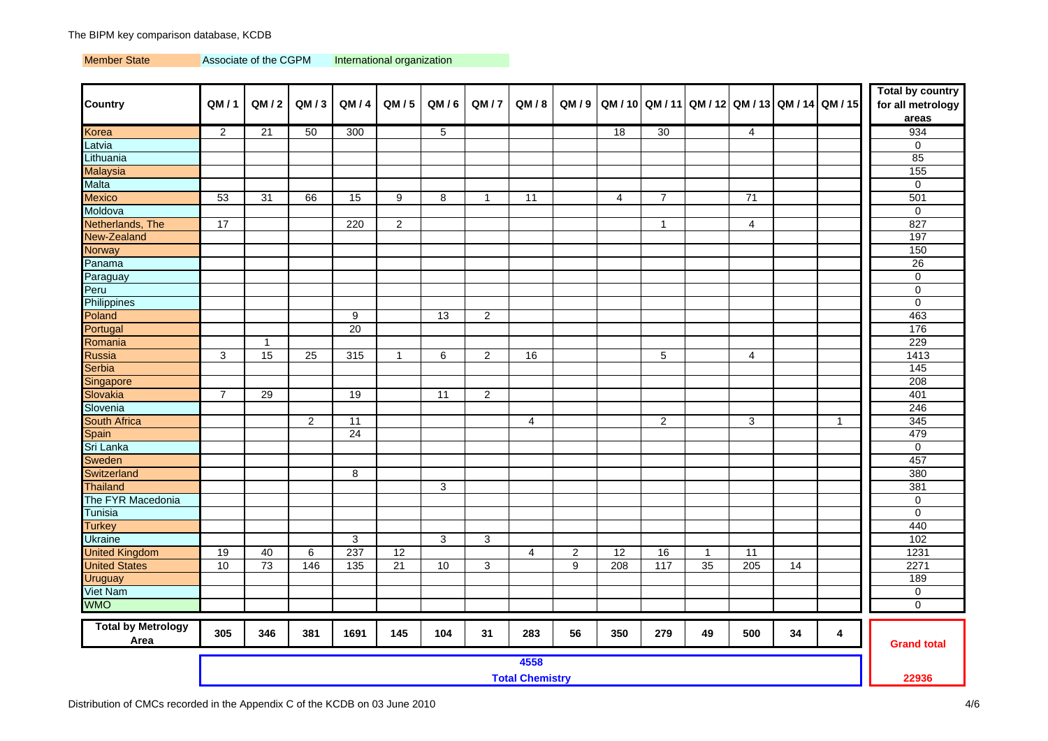The BIPM key comparison database, KCDB

Member State | Associate of the CGPM | International organization

| Country | QM / 1 | QM / 2 | QM / 3 | QM / 4 | QM / 5 | QM / 6 | QM / 7 | QM / 8 | QM / 9 | QM / 10 | QM / 11 | QM / 12 | QM / 13 | QM / 14 | QM / 15 | Total by country for all metrology areas |
|---|---|---|---|---|---|---|---|---|---|---|---|---|---|---|---|---|
| Korea | 2 | 21 | 50 | 300 | | 5 | | | | 18 | 30 | | 4 | | | 934 |
| Latvia | | | | | | | | | | | | | | | | 0 |
| Lithuania | | | | | | | | | | | | | | | | 85 |
| Malaysia | | | | | | | | | | | | | | | | 155 |
| Malta | | | | | | | | | | | | | | | | 0 |
| Mexico | 53 | 31 | 66 | 15 | 9 | 8 | 1 | 11 | | 4 | 7 | | 71 | | | 501 |
| Moldova | | | | | | | | | | | | | | | | 0 |
| Netherlands, The | 17 | | | 220 | 2 | | | | | | 1 | | 4 | | | 827 |
| New-Zealand | | | | | | | | | | | | | | | | 197 |
| Norway | | | | | | | | | | | | | | | | 150 |
| Panama | | | | | | | | | | | | | | | | 26 |
| Paraguay | | | | | | | | | | | | | | | | 0 |
| Peru | | | | | | | | | | | | | | | | 0 |
| Philippines | | | | | | | | | | | | | | | | 0 |
| Poland | | | | 9 | | 13 | 2 | | | | | | | | | 463 |
| Portugal | | | | 20 | | | | | | | | | | | | 176 |
| Romania | | 1 | | | | | | | | | | | | | | 229 |
| Russia | 3 | 15 | 25 | 315 | 1 | 6 | 2 | 16 | | | 5 | | 4 | | | 1413 |
| Serbia | | | | | | | | | | | | | | | | 145 |
| Singapore | | | | | | | | | | | | | | | | 208 |
| Slovakia | 7 | 29 | | 19 | | 11 | 2 | | | | | | | | | 401 |
| Slovenia | | | | | | | | | | | | | | | | 246 |
| South Africa | | | 2 | 11 | | | | 4 | | | 2 | | 3 | | 1 | 345 |
| Spain | | | | 24 | | | | | | | | | | | | 479 |
| Sri Lanka | | | | | | | | | | | | | | | | 0 |
| Sweden | | | | | | | | | | | | | | | | 457 |
| Switzerland | | | | 8 | | | | | | | | | | | | 380 |
| Thailand | | | | | | 3 | | | | | | | | | | 381 |
| The FYR Macedonia | | | | | | | | | | | | | | | | 0 |
| Tunisia | | | | | | | | | | | | | | | | 0 |
| Turkey | | | | | | | | | | | | | | | | 440 |
| Ukraine | | | | 3 | | 3 | 3 | | | | | | | | | 102 |
| United Kingdom | 19 | 40 | 6 | 237 | 12 | | | 4 | 2 | 12 | 16 | 1 | 11 | | | 1231 |
| United States | 10 | 73 | 146 | 135 | 21 | 10 | 3 | | 9 | 208 | 117 | 35 | 205 | 14 | | 2271 |
| Uruguay | | | | | | | | | | | | | | | | 189 |
| Viet Nam | | | | | | | | | | | | | | | | 0 |
| WMO | | | | | | | | | | | | | | | | 0 |
| **Total by Metrology Area** | **305** | **346** | **381** | **1691** | **145** | **104** | **31** | **283** | **56** | **350** | **279** | **49** | **500** | **34** | **4** | **Grand total** |
| | **4558 Total Chemistry** | | | | | | | | | | | | | | | **22936** |

Distribution of CMCs recorded in the Appendix C of the KCDB on 03 June 2010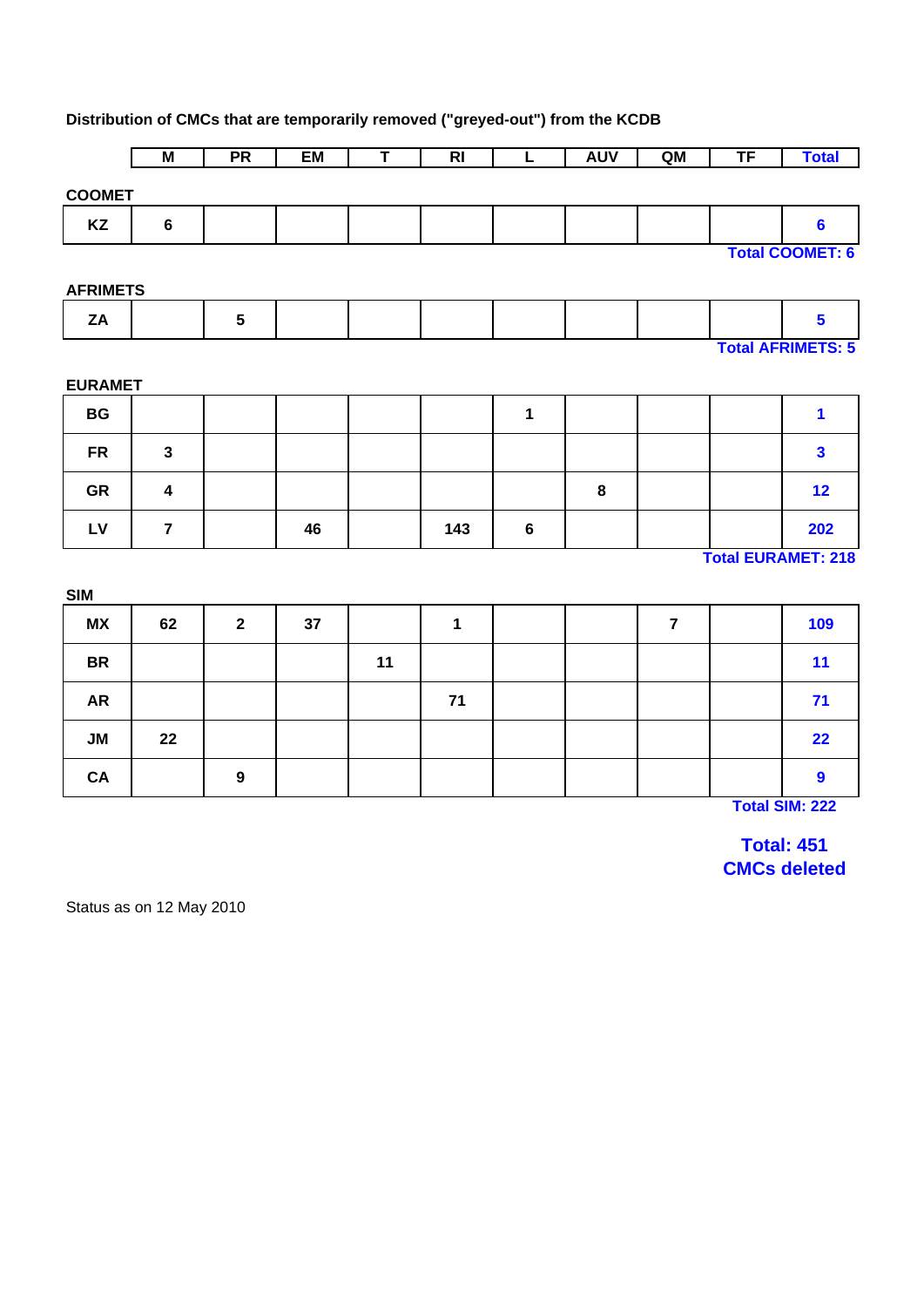**Distribution of CMCs that are temporarily removed ("greyed-out") from the KCDB**

| | M | PR | EM | T | RI | L | AUV | QM | TF | Total |
|---|---|---|---|---|---|---|---|---|---|---|
| **COOMET** | | | | | | | | | | |
| KZ | 6 | | | | | | | | | 6 |
| | | | | | | | | | | **Total COOMET: 6** |
| **AFRIMETS** | | | | | | | | | | |
| ZA | | 5 | | | | | | | | 5 |
| | | | | | | | | | | **Total AFRIMETS: 5** |
| **EURAMET** | | | | | | | | | | |
| BG | | | | | | 1 | | | | 1 |
| FR | 3 | | | | | | | | | 3 |
| GR | 4 | | | | | | 8 | | | 12 |
| LV | 7 | | 46 | | 143 | 6 | | | | 202 |
| | | | | | | | | | | **Total EURAMET: 218** |
| **SIM** | | | | | | | | | | |
| MX | 62 | 2 | 37 | | 1 | | | 7 | | 109 |
| BR | | | | 11 | | | | | | 11 |
| AR | | | | | 71 | | | | | 71 |
| JM | 22 | | | | | | | | | 22 |
| CA | | 9 | | | | | | | | 9 |
| | | | | | | | | | | **Total SIM: 222** |

**Total: 451**
**CMCs deleted**

Status as on 12 May 2010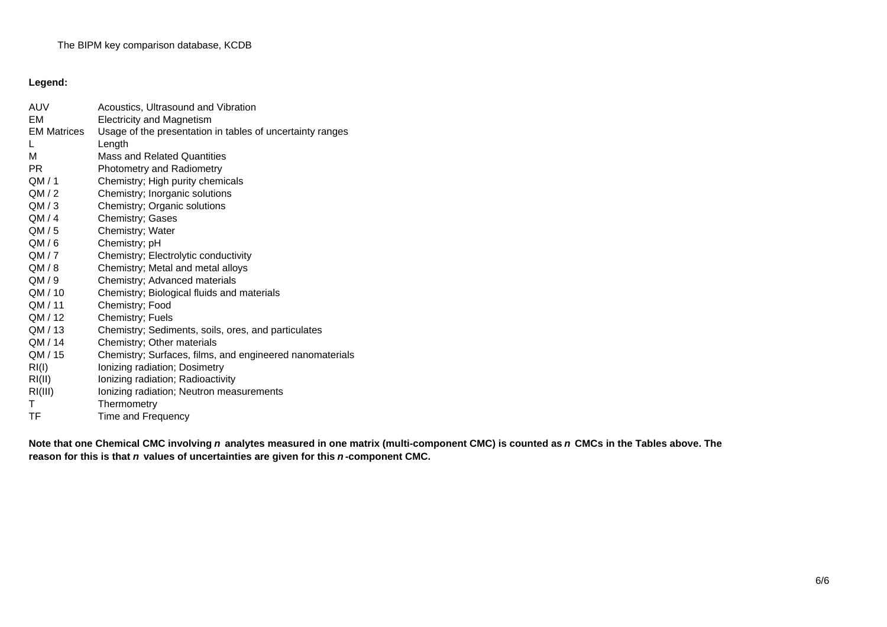The BIPM key comparison database, KCDB

**Legend:**

| | |
|---|---|
| AUV | Acoustics, Ultrasound and Vibration |
| EM | Electricity and Magnetism |
| EM Matrices | Usage of the presentation in tables of uncertainty ranges |
| L | Length |
| M | Mass and Related Quantities |
| PR | Photometry and Radiometry |
| QM / 1 | Chemistry; High purity chemicals |
| QM / 2 | Chemistry; Inorganic solutions |
| QM / 3 | Chemistry; Organic solutions |
| QM / 4 | Chemistry; Gases |
| QM / 5 | Chemistry; Water |
| QM / 6 | Chemistry; pH |
| QM / 7 | Chemistry; Electrolytic conductivity |
| QM / 8 | Chemistry; Metal and metal alloys |
| QM / 9 | Chemistry; Advanced materials |
| QM / 10 | Chemistry; Biological fluids and materials |
| QM / 11 | Chemistry; Food |
| QM / 12 | Chemistry; Fuels |
| QM / 13 | Chemistry; Sediments, soils, ores, and particulates |
| QM / 14 | Chemistry; Other materials |
| QM / 15 | Chemistry; Surfaces, films, and engineered nanomaterials |
| RI(I) | Ionizing radiation; Dosimetry |
| RI(II) | Ionizing radiation; Radioactivity |
| RI(III) | Ionizing radiation; Neutron measurements |
| T | Thermometry |
| TF | Time and Frequency |

**Note that one Chemical CMC involving *n* analytes measured in one matrix (multi-component CMC) is counted as *n* CMCs in the Tables above. The reason for this is that *n* values of uncertainties are given for this *n*-component CMC.**